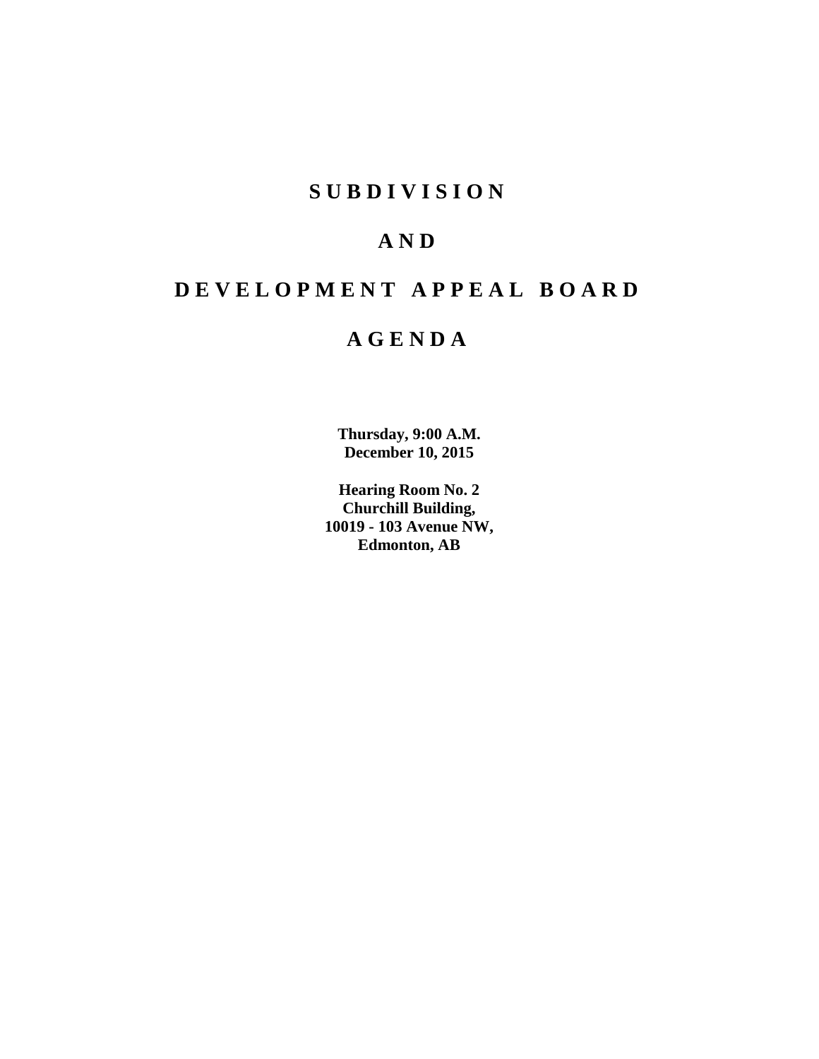# S U B D I V I S I O N

# A N D

# D E V E L O P M E N T   A P P E A L   B O A R D

# A G E N D A

**Thursday, 9:00 A.M.**
**December 10, 2015**

**Hearing Room No. 2**
**Churchill Building,**
**10019 - 103 Avenue NW,**
**Edmonton, AB**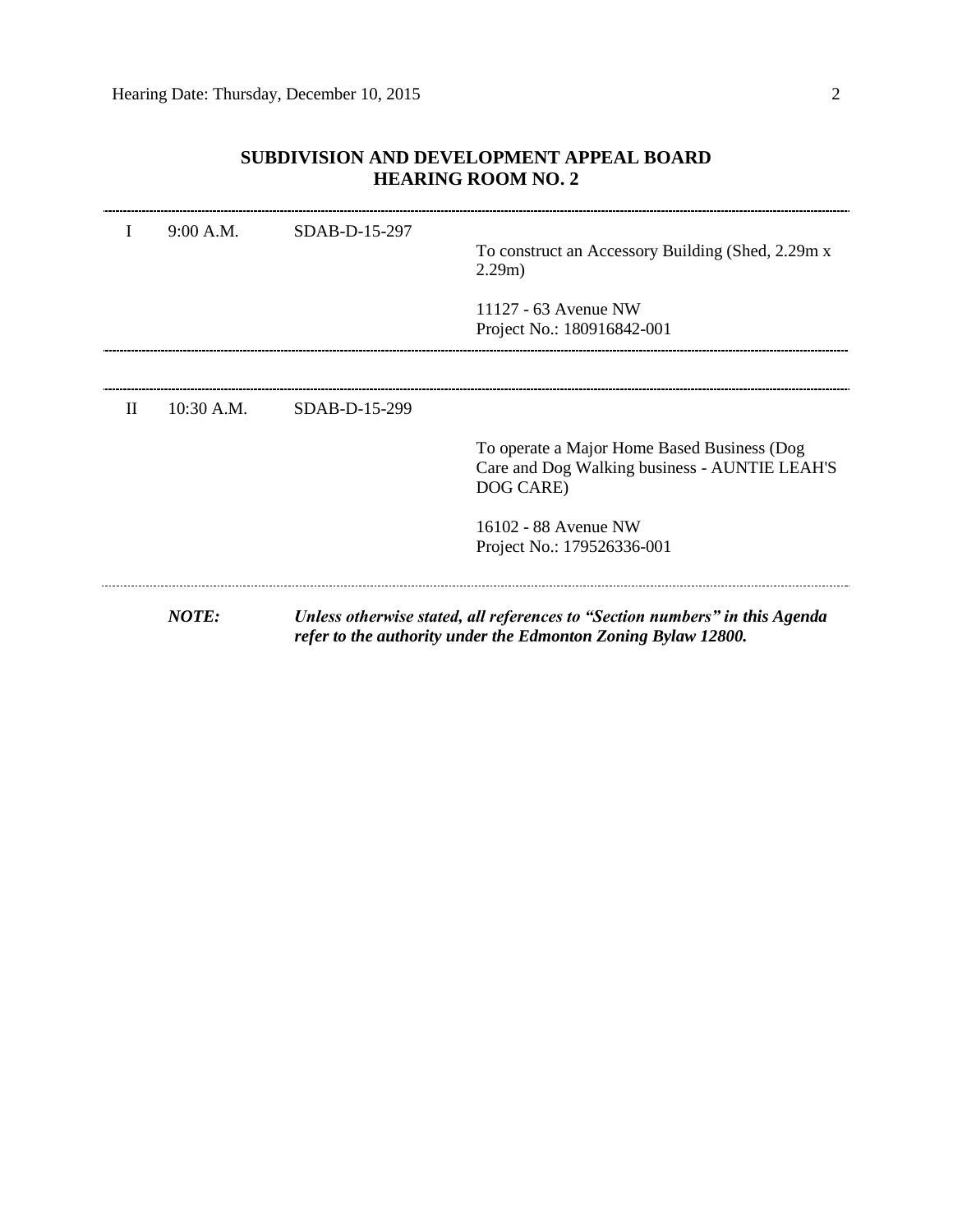## SUBDIVISION AND DEVELOPMENT APPEAL BOARD
## HEARING ROOM NO. 2

| | | | |
|---|---|---|---|
| I | 9:00 A.M. | SDAB-D-15-297 | To construct an Accessory Building (Shed, 2.29m x 2.29m)<br><br>11127 - 63 Avenue NW<br>Project No.: 180916842-001 |
| II | 10:30 A.M. | SDAB-D-15-299 | To operate a Major Home Based Business (Dog Care and Dog Walking business - AUNTIE LEAH'S DOG CARE)<br><br>16102 - 88 Avenue NW<br>Project No.: 179526336-001 |

***NOTE:*** ***Unless otherwise stated, all references to "Section numbers" in this Agenda refer to the authority under the Edmonton Zoning Bylaw 12800.***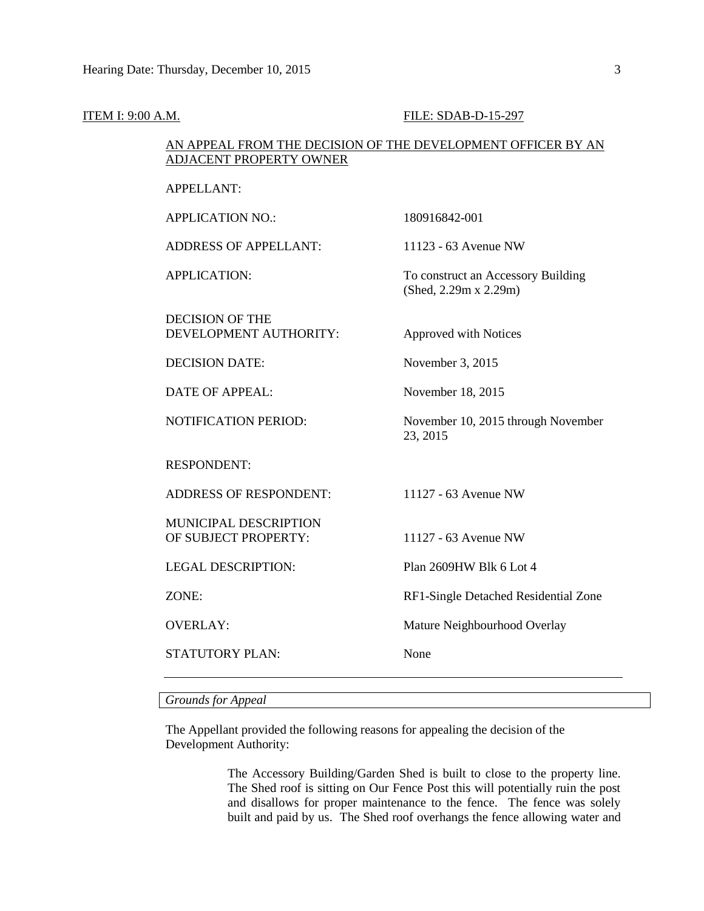ITEM I: 9:00 A.M. FILE: SDAB-D-15-297

AN APPEAL FROM THE DECISION OF THE DEVELOPMENT OFFICER BY AN ADJACENT PROPERTY OWNER

| | |
|---|---|
| APPELLANT: | |
| APPLICATION NO.: | 180916842-001 |
| ADDRESS OF APPELLANT: | 11123 - 63 Avenue NW |
| APPLICATION: | To construct an Accessory Building (Shed, 2.29m x 2.29m) |
| DECISION OF THE DEVELOPMENT AUTHORITY: | Approved with Notices |
| DECISION DATE: | November 3, 2015 |
| DATE OF APPEAL: | November 18, 2015 |
| NOTIFICATION PERIOD: | November 10, 2015 through November 23, 2015 |
| RESPONDENT: | |
| ADDRESS OF RESPONDENT: | 11127 - 63 Avenue NW |
| MUNICIPAL DESCRIPTION OF SUBJECT PROPERTY: | 11127 - 63 Avenue NW |
| LEGAL DESCRIPTION: | Plan 2609HW Blk 6 Lot 4 |
| ZONE: | RF1-Single Detached Residential Zone |
| OVERLAY: | Mature Neighbourhood Overlay |
| STATUTORY PLAN: | None |

---

*Grounds for Appeal*

The Appellant provided the following reasons for appealing the decision of the Development Authority:

> The Accessory Building/Garden Shed is built to close to the property line. The Shed roof is sitting on Our Fence Post this will potentially ruin the post and disallows for proper maintenance to the fence. The fence was solely built and paid by us. The Shed roof overhangs the fence allowing water and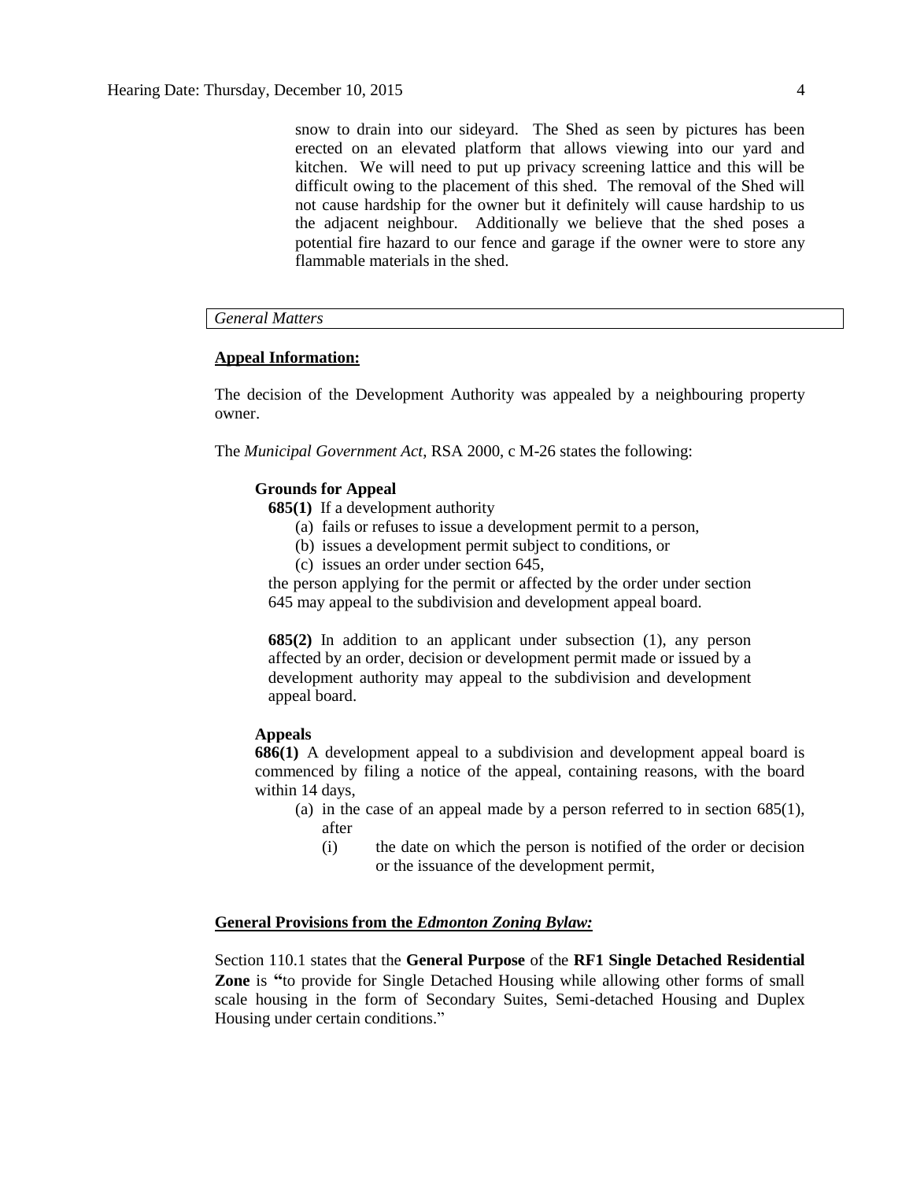snow to drain into our sideyard. The Shed as seen by pictures has been erected on an elevated platform that allows viewing into our yard and kitchen. We will need to put up privacy screening lattice and this will be difficult owing to the placement of this shed. The removal of the Shed will not cause hardship for the owner but it definitely will cause hardship to us the adjacent neighbour. Additionally we believe that the shed poses a potential fire hazard to our fence and garage if the owner were to store any flammable materials in the shed.

*General Matters*

**Appeal Information:**

The decision of the Development Authority was appealed by a neighbouring property owner.

The *Municipal Government Act*, RSA 2000, c M-26 states the following:

**Grounds for Appeal**

**685(1)** If a development authority

(a) fails or refuses to issue a development permit to a person,

(b) issues a development permit subject to conditions, or

(c) issues an order under section 645,

the person applying for the permit or affected by the order under section 645 may appeal to the subdivision and development appeal board.

**685(2)** In addition to an applicant under subsection (1), any person affected by an order, decision or development permit made or issued by a development authority may appeal to the subdivision and development appeal board.

**Appeals**

**686(1)** A development appeal to a subdivision and development appeal board is commenced by filing a notice of the appeal, containing reasons, with the board within 14 days,

(a) in the case of an appeal made by a person referred to in section 685(1), after

(i) the date on which the person is notified of the order or decision or the issuance of the development permit,

**General Provisions from the *Edmonton Zoning Bylaw:***

Section 110.1 states that the **General Purpose** of the **RF1 Single Detached Residential Zone** is **"**to provide for Single Detached Housing while allowing other forms of small scale housing in the form of Secondary Suites, Semi-detached Housing and Duplex Housing under certain conditions."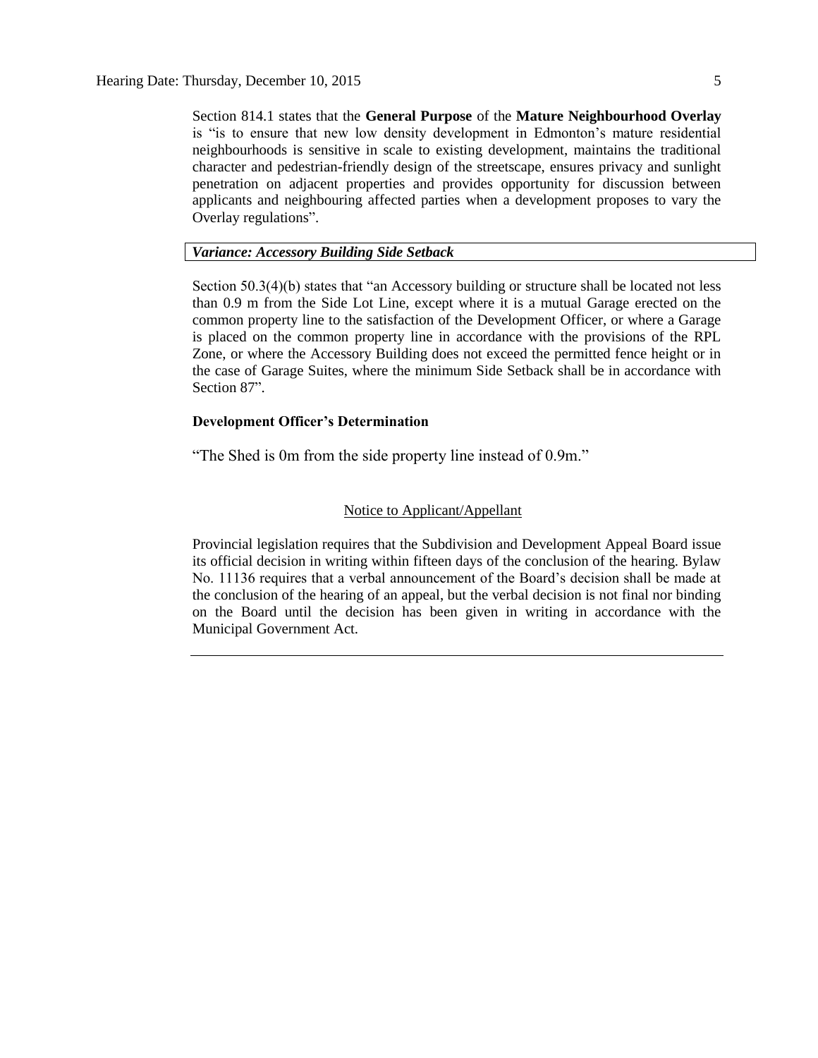Section 814.1 states that the **General Purpose** of the **Mature Neighbourhood Overlay** is "is to ensure that new low density development in Edmonton's mature residential neighbourhoods is sensitive in scale to existing development, maintains the traditional character and pedestrian-friendly design of the streetscape, ensures privacy and sunlight penetration on adjacent properties and provides opportunity for discussion between applicants and neighbouring affected parties when a development proposes to vary the Overlay regulations".

***Variance: Accessory Building Side Setback***

Section 50.3(4)(b) states that "an Accessory building or structure shall be located not less than 0.9 m from the Side Lot Line, except where it is a mutual Garage erected on the common property line to the satisfaction of the Development Officer, or where a Garage is placed on the common property line in accordance with the provisions of the RPL Zone, or where the Accessory Building does not exceed the permitted fence height or in the case of Garage Suites, where the minimum Side Setback shall be in accordance with Section 87".

**Development Officer's Determination**

"The Shed is 0m from the side property line instead of 0.9m."

Notice to Applicant/Appellant

Provincial legislation requires that the Subdivision and Development Appeal Board issue its official decision in writing within fifteen days of the conclusion of the hearing. Bylaw No. 11136 requires that a verbal announcement of the Board's decision shall be made at the conclusion of the hearing of an appeal, but the verbal decision is not final nor binding on the Board until the decision has been given in writing in accordance with the Municipal Government Act.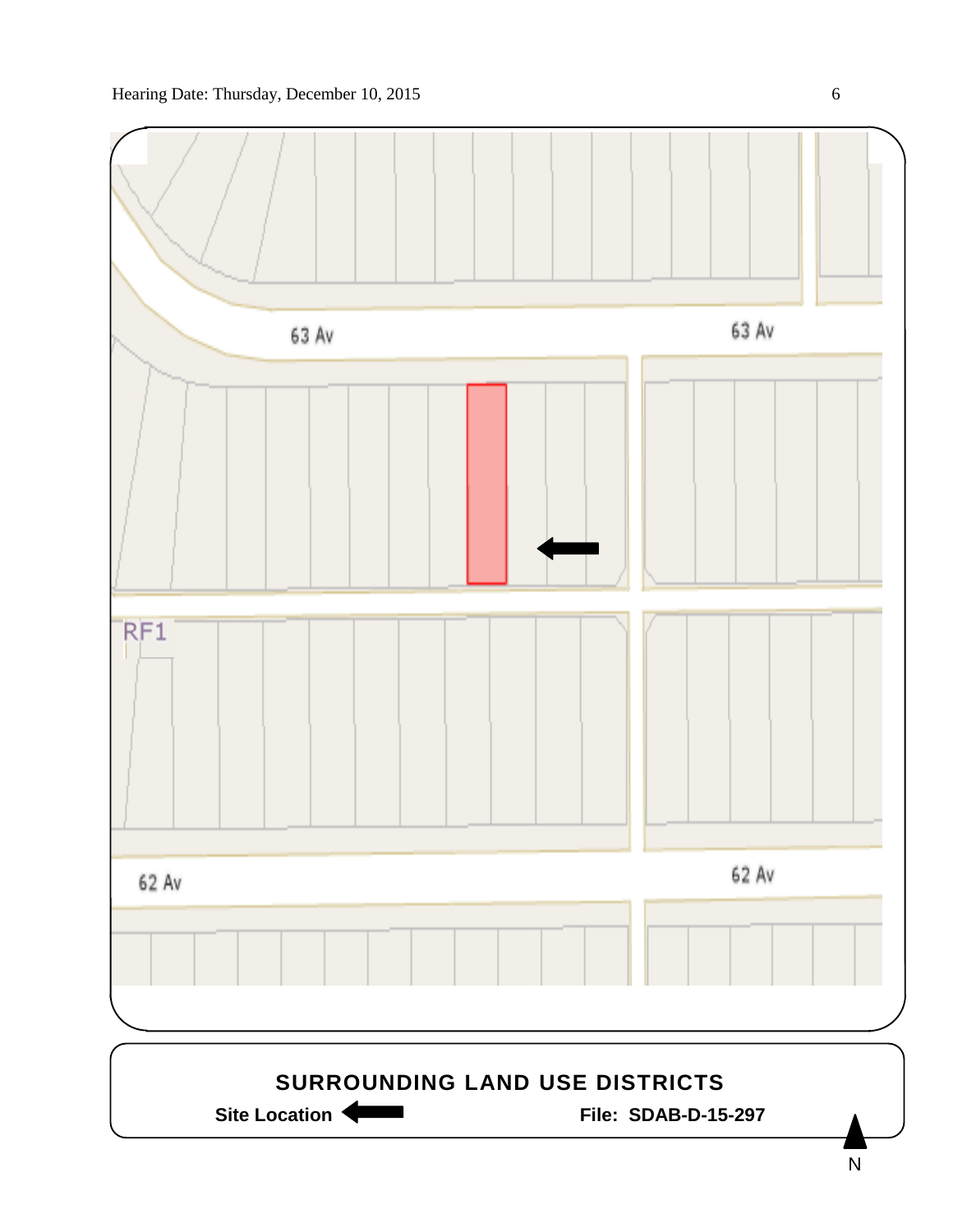63 Av

63 Av

RF1

62 Av

62 Av

**SURROUNDING LAND USE DISTRICTS**

**Site Location** ⬅ **File: SDAB-D-15-297**

N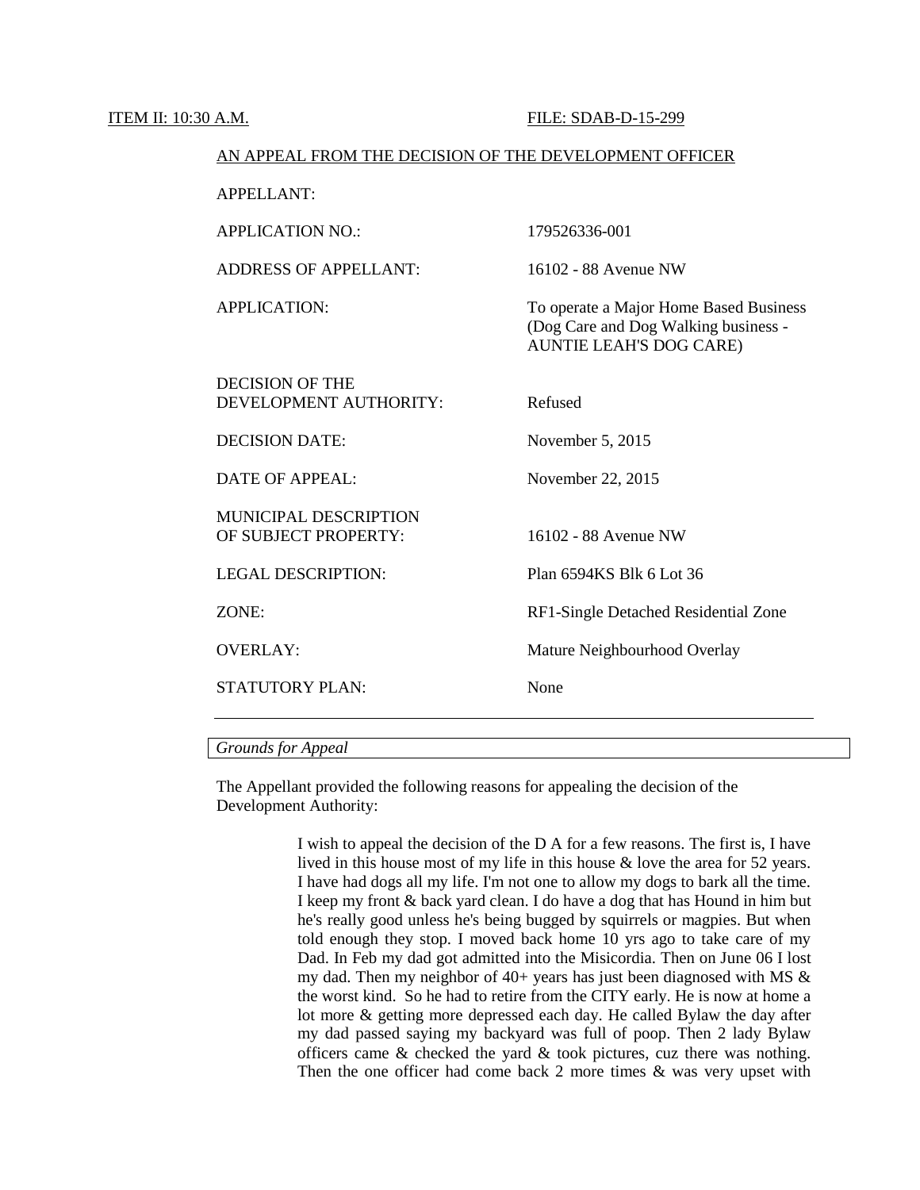ITEM II: 10:30 A.M. FILE: SDAB-D-15-299

AN APPEAL FROM THE DECISION OF THE DEVELOPMENT OFFICER

| | |
|---|---|
| APPELLANT: | |
| APPLICATION NO.: | 179526336-001 |
| ADDRESS OF APPELLANT: | 16102 - 88 Avenue NW |
| APPLICATION: | To operate a Major Home Based Business (Dog Care and Dog Walking business - AUNTIE LEAH'S DOG CARE) |
| DECISION OF THE DEVELOPMENT AUTHORITY: | Refused |
| DECISION DATE: | November 5, 2015 |
| DATE OF APPEAL: | November 22, 2015 |
| MUNICIPAL DESCRIPTION OF SUBJECT PROPERTY: | 16102 - 88 Avenue NW |
| LEGAL DESCRIPTION: | Plan 6594KS Blk 6 Lot 36 |
| ZONE: | RF1-Single Detached Residential Zone |
| OVERLAY: | Mature Neighbourhood Overlay |
| STATUTORY PLAN: | None |

---

*Grounds for Appeal*

The Appellant provided the following reasons for appealing the decision of the Development Authority:

> I wish to appeal the decision of the D A for a few reasons. The first is, I have lived in this house most of my life in this house & love the area for 52 years. I have had dogs all my life. I'm not one to allow my dogs to bark all the time. I keep my front & back yard clean. I do have a dog that has Hound in him but he's really good unless he's being bugged by squirrels or magpies. But when told enough they stop. I moved back home 10 yrs ago to take care of my Dad. In Feb my dad got admitted into the Misicordia. Then on June 06 I lost my dad. Then my neighbor of 40+ years has just been diagnosed with MS & the worst kind. So he had to retire from the CITY early. He is now at home a lot more & getting more depressed each day. He called Bylaw the day after my dad passed saying my backyard was full of poop. Then 2 lady Bylaw officers came & checked the yard & took pictures, cuz there was nothing. Then the one officer had come back 2 more times & was very upset with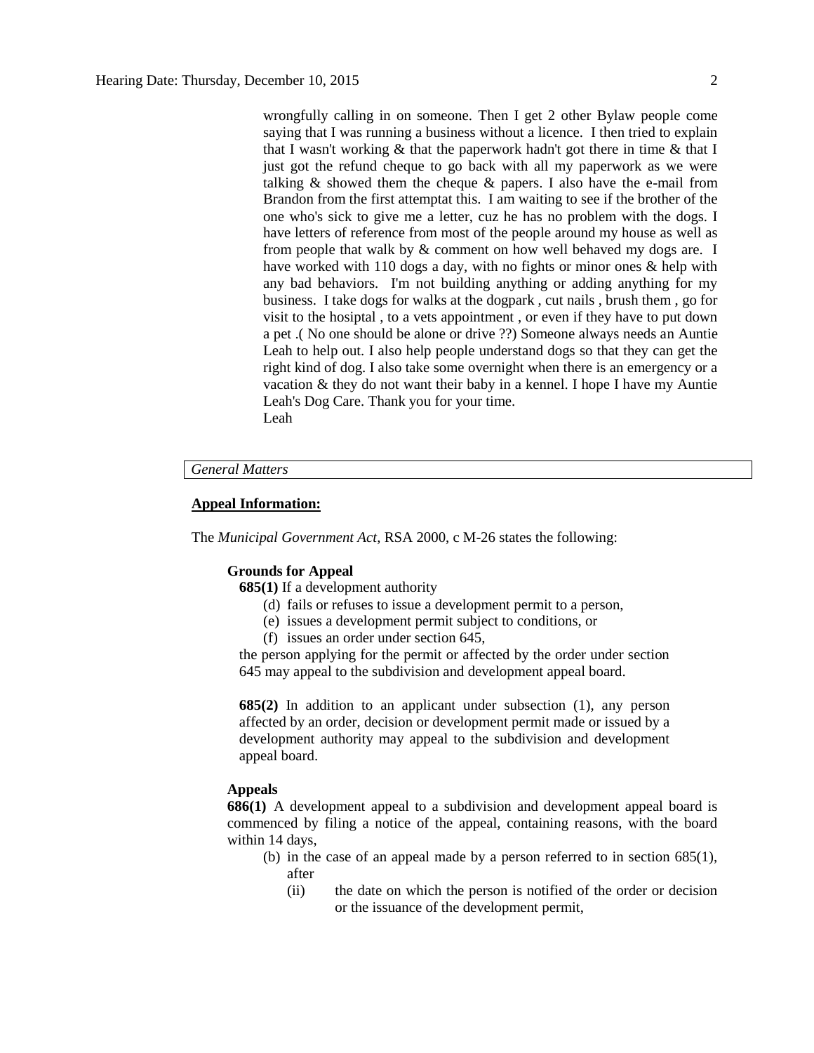wrongfully calling in on someone. Then I get 2 other Bylaw people come saying that I was running a business without a licence. I then tried to explain that I wasn't working & that the paperwork hadn't got there in time & that I just got the refund cheque to go back with all my paperwork as we were talking & showed them the cheque & papers. I also have the e-mail from Brandon from the first attemptat this. I am waiting to see if the brother of the one who's sick to give me a letter, cuz he has no problem with the dogs. I have letters of reference from most of the people around my house as well as from people that walk by & comment on how well behaved my dogs are. I have worked with 110 dogs a day, with no fights or minor ones & help with any bad behaviors. I'm not building anything or adding anything for my business. I take dogs for walks at the dogpark , cut nails , brush them , go for visit to the hosiptal , to a vets appointment , or even if they have to put down a pet .( No one should be alone or drive ??) Someone always needs an Auntie Leah to help out. I also help people understand dogs so that they can get the right kind of dog. I also take some overnight when there is an emergency or a vacation & they do not want their baby in a kennel. I hope I have my Auntie Leah's Dog Care. Thank you for your time.
Leah

*General Matters*

**Appeal Information:**

The *Municipal Government Act*, RSA 2000, c M-26 states the following:

**Grounds for Appeal**

**685(1)** If a development authority

(d) fails or refuses to issue a development permit to a person,
(e) issues a development permit subject to conditions, or
(f) issues an order under section 645,

the person applying for the permit or affected by the order under section 645 may appeal to the subdivision and development appeal board.

**685(2)** In addition to an applicant under subsection (1), any person affected by an order, decision or development permit made or issued by a development authority may appeal to the subdivision and development appeal board.

**Appeals**

**686(1)** A development appeal to a subdivision and development appeal board is commenced by filing a notice of the appeal, containing reasons, with the board within 14 days,

(b) in the case of an appeal made by a person referred to in section 685(1), after
 (ii) the date on which the person is notified of the order or decision or the issuance of the development permit,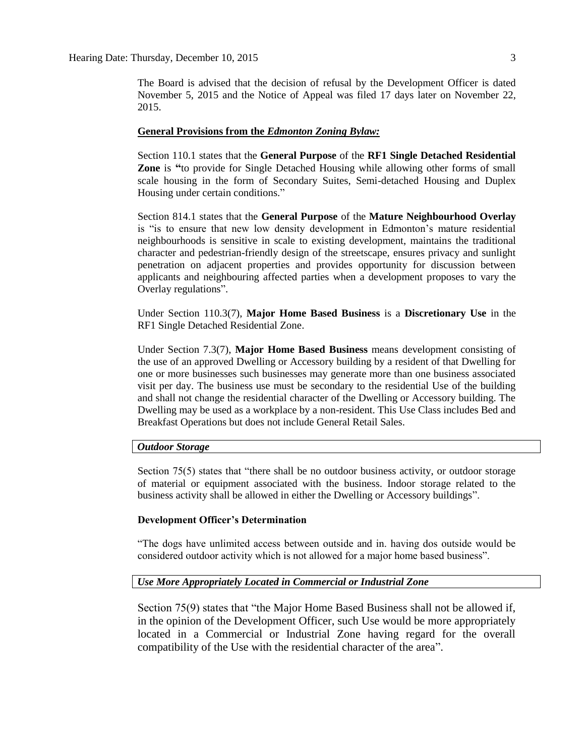The Board is advised that the decision of refusal by the Development Officer is dated November 5, 2015 and the Notice of Appeal was filed 17 days later on November 22, 2015.

**General Provisions from the *Edmonton Zoning Bylaw:***

Section 110.1 states that the **General Purpose** of the **RF1 Single Detached Residential Zone** is **"**to provide for Single Detached Housing while allowing other forms of small scale housing in the form of Secondary Suites, Semi-detached Housing and Duplex Housing under certain conditions."

Section 814.1 states that the **General Purpose** of the **Mature Neighbourhood Overlay** is "is to ensure that new low density development in Edmonton's mature residential neighbourhoods is sensitive in scale to existing development, maintains the traditional character and pedestrian-friendly design of the streetscape, ensures privacy and sunlight penetration on adjacent properties and provides opportunity for discussion between applicants and neighbouring affected parties when a development proposes to vary the Overlay regulations".

Under Section 110.3(7), **Major Home Based Business** is a **Discretionary Use** in the RF1 Single Detached Residential Zone.

Under Section 7.3(7), **Major Home Based Business** means development consisting of the use of an approved Dwelling or Accessory building by a resident of that Dwelling for one or more businesses such businesses may generate more than one business associated visit per day. The business use must be secondary to the residential Use of the building and shall not change the residential character of the Dwelling or Accessory building. The Dwelling may be used as a workplace by a non-resident. This Use Class includes Bed and Breakfast Operations but does not include General Retail Sales.

***Outdoor Storage***

Section 75(5) states that "there shall be no outdoor business activity, or outdoor storage of material or equipment associated with the business. Indoor storage related to the business activity shall be allowed in either the Dwelling or Accessory buildings".

**Development Officer's Determination**

"The dogs have unlimited access between outside and in. having dos outside would be considered outdoor activity which is not allowed for a major home based business".

***Use More Appropriately Located in Commercial or Industrial Zone***

Section 75(9) states that "the Major Home Based Business shall not be allowed if, in the opinion of the Development Officer, such Use would be more appropriately located in a Commercial or Industrial Zone having regard for the overall compatibility of the Use with the residential character of the area".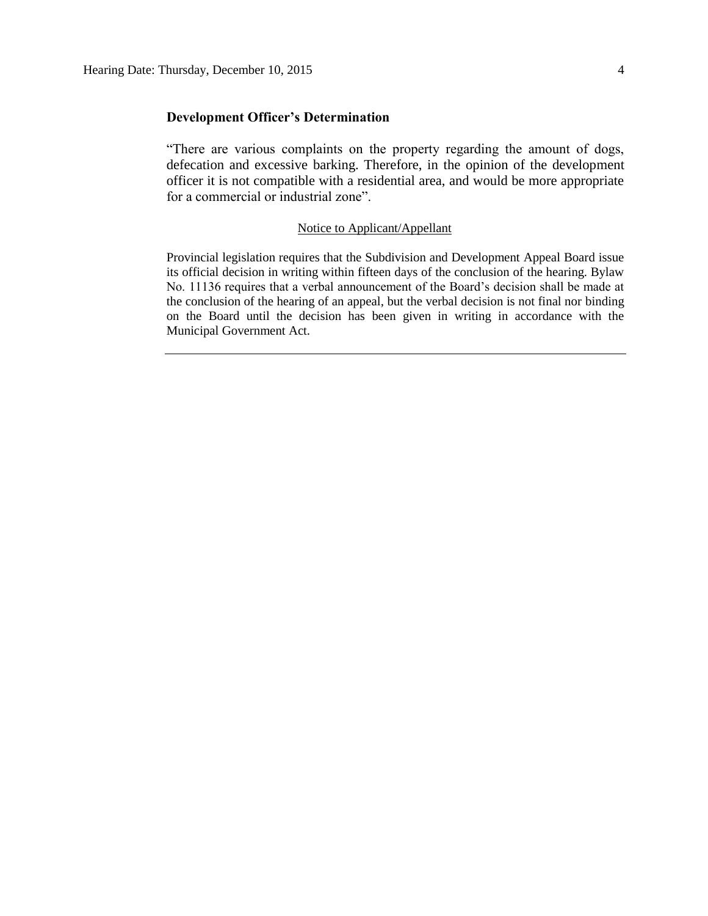### Development Officer's Determination

"There are various complaints on the property regarding the amount of dogs, defecation and excessive barking. Therefore, in the opinion of the development officer it is not compatible with a residential area, and would be more appropriate for a commercial or industrial zone".

Notice to Applicant/Appellant

Provincial legislation requires that the Subdivision and Development Appeal Board issue its official decision in writing within fifteen days of the conclusion of the hearing. Bylaw No. 11136 requires that a verbal announcement of the Board's decision shall be made at the conclusion of the hearing of an appeal, but the verbal decision is not final nor binding on the Board until the decision has been given in writing in accordance with the Municipal Government Act.

---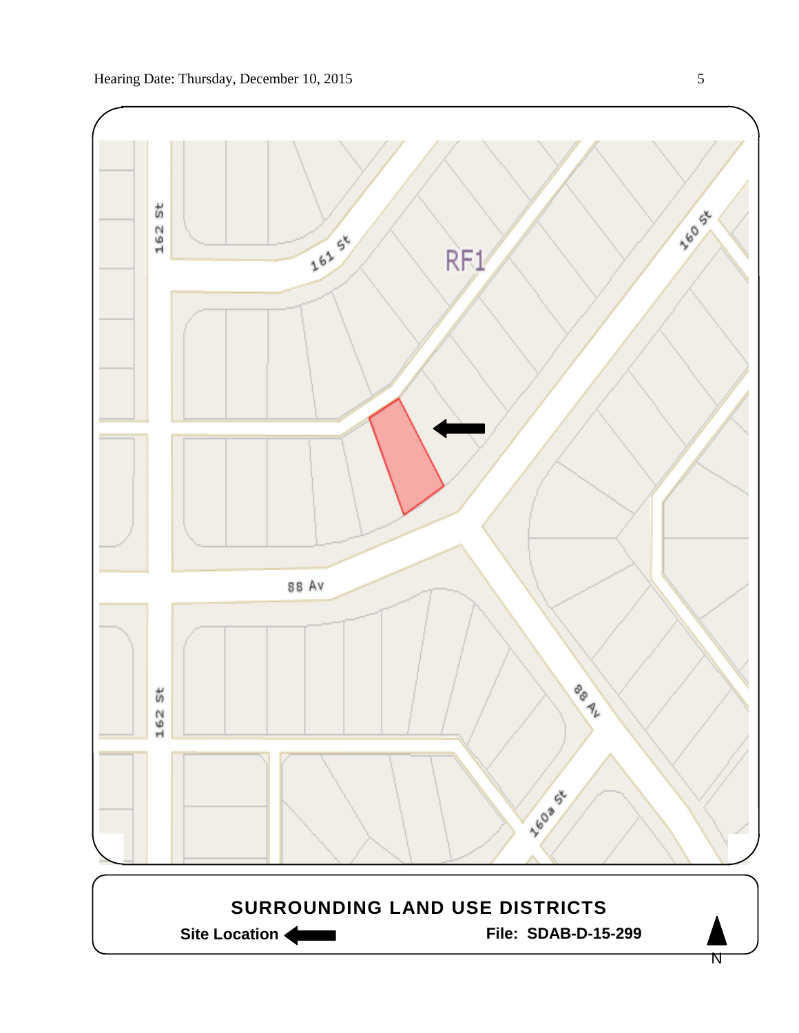RF1

162 St

161 St

160 St

88 Av

88 Av

162 St

160a St

**SURROUNDING LAND USE DISTRICTS**

**Site Location** ⬅

**File: SDAB-D-15-299**

N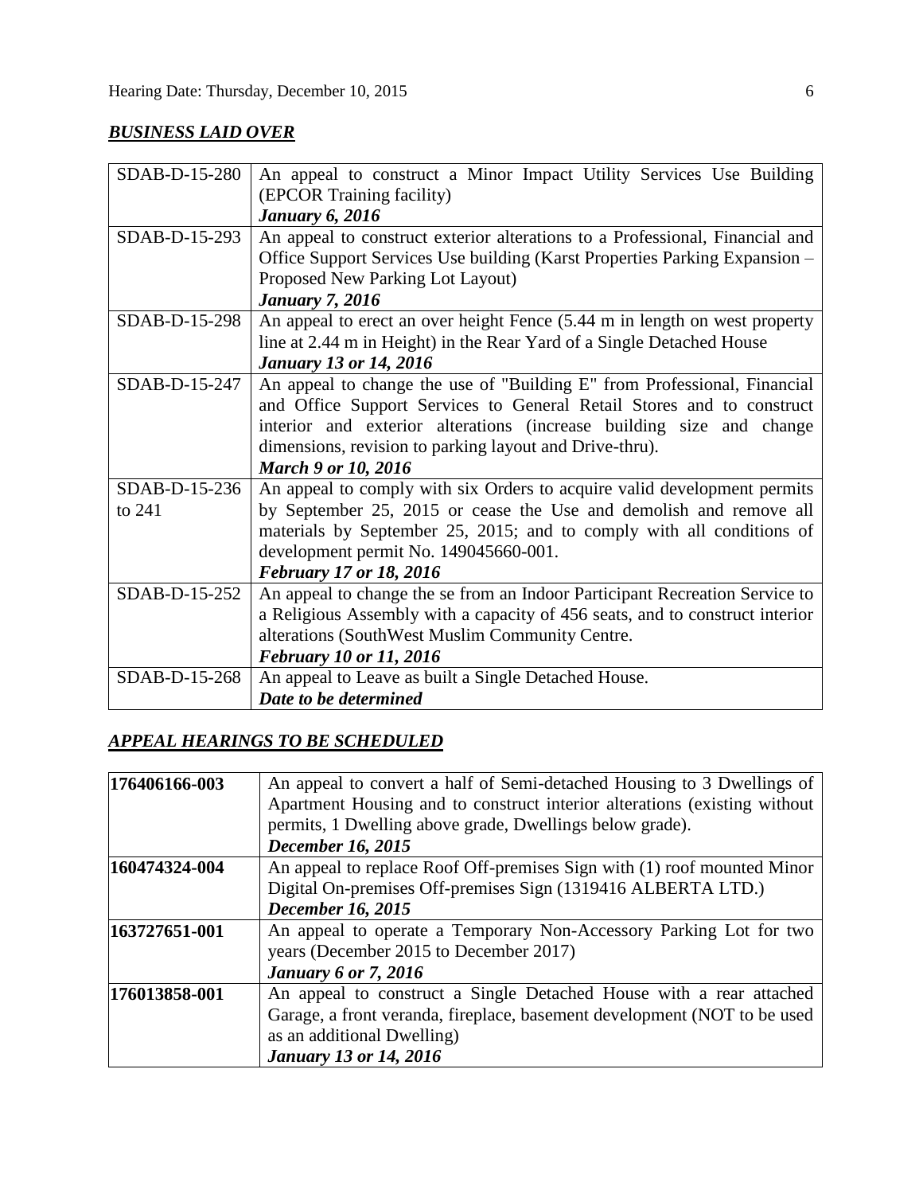## ***BUSINESS LAID OVER***

| | |
|---|---|
| SDAB-D-15-280 | An appeal to construct a Minor Impact Utility Services Use Building (EPCOR Training facility)<br>***January 6, 2016*** |
| SDAB-D-15-293 | An appeal to construct exterior alterations to a Professional, Financial and Office Support Services Use building (Karst Properties Parking Expansion – Proposed New Parking Lot Layout)<br>***January 7, 2016*** |
| SDAB-D-15-298 | An appeal to erect an over height Fence (5.44 m in length on west property line at 2.44 m in Height) in the Rear Yard of a Single Detached House<br>***January 13 or 14, 2016*** |
| SDAB-D-15-247 | An appeal to change the use of "Building E" from Professional, Financial and Office Support Services to General Retail Stores and to construct interior and exterior alterations (increase building size and change dimensions, revision to parking layout and Drive-thru).<br>***March 9 or 10, 2016*** |
| SDAB-D-15-236 to 241 | An appeal to comply with six Orders to acquire valid development permits by September 25, 2015 or cease the Use and demolish and remove all materials by September 25, 2015; and to comply with all conditions of development permit No. 149045660-001.<br>***February 17 or 18, 2016*** |
| SDAB-D-15-252 | An appeal to change the se from an Indoor Participant Recreation Service to a Religious Assembly with a capacity of 456 seats, and to construct interior alterations (SouthWest Muslim Community Centre.<br>***February 10 or 11, 2016*** |
| SDAB-D-15-268 | An appeal to Leave as built a Single Detached House.<br>***Date to be determined*** |

## ***APPEAL HEARINGS TO BE SCHEDULED***

| | |
|---|---|
| **176406166-003** | An appeal to convert a half of Semi-detached Housing to 3 Dwellings of Apartment Housing and to construct interior alterations (existing without permits, 1 Dwelling above grade, Dwellings below grade).<br>***December 16, 2015*** |
| **160474324-004** | An appeal to replace Roof Off-premises Sign with (1) roof mounted Minor Digital On-premises Off-premises Sign (1319416 ALBERTA LTD.)<br>***December 16, 2015*** |
| **163727651-001** | An appeal to operate a Temporary Non-Accessory Parking Lot for two years (December 2015 to December 2017)<br>***January 6 or 7, 2016*** |
| **176013858-001** | An appeal to construct a Single Detached House with a rear attached Garage, a front veranda, fireplace, basement development (NOT to be used as an additional Dwelling)<br>***January 13 or 14, 2016*** |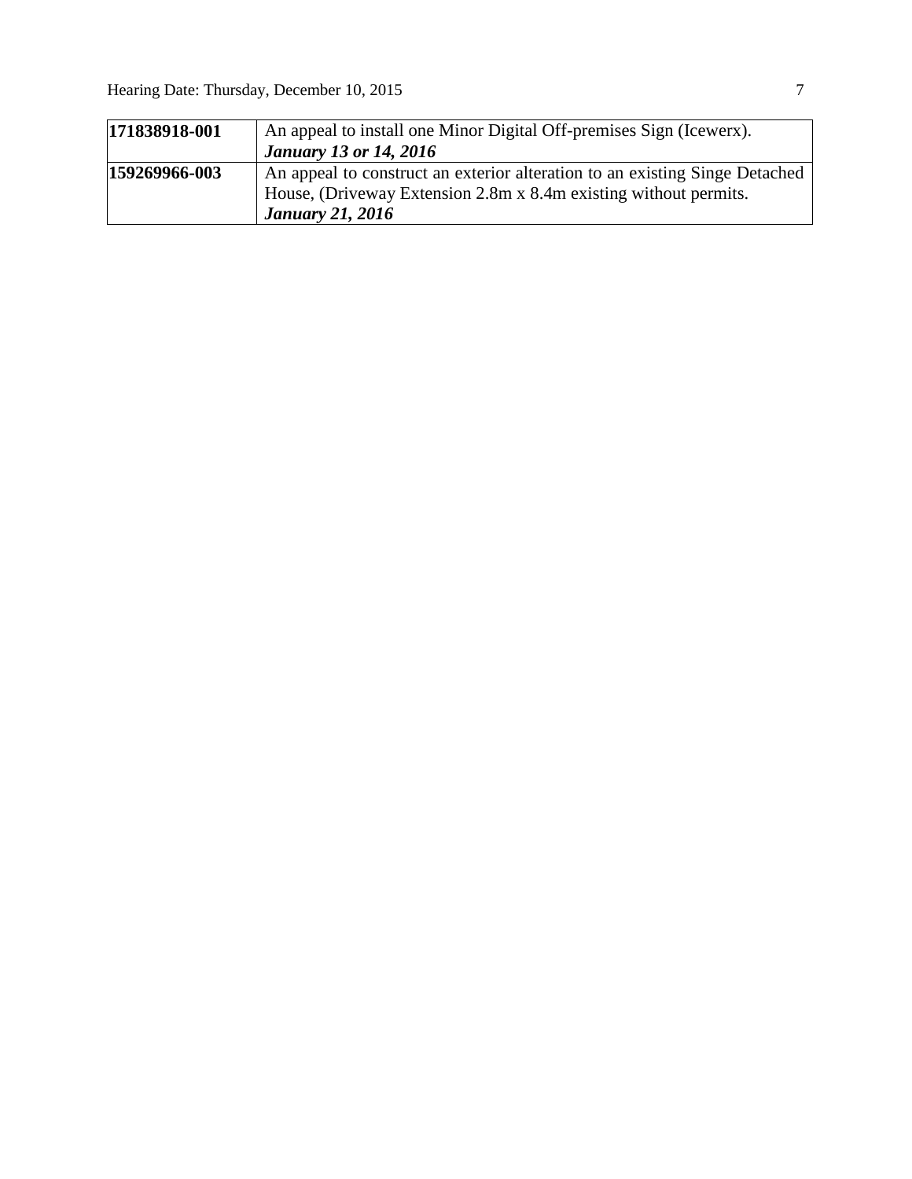| | |
|---|---|
| **171838918-001** | An appeal to install one Minor Digital Off-premises Sign (Icewerx).<br>***January 13 or 14, 2016*** |
| **159269966-003** | An appeal to construct an exterior alteration to an existing Singe Detached House, (Driveway Extension 2.8m x 8.4m existing without permits.<br>***January 21, 2016*** |